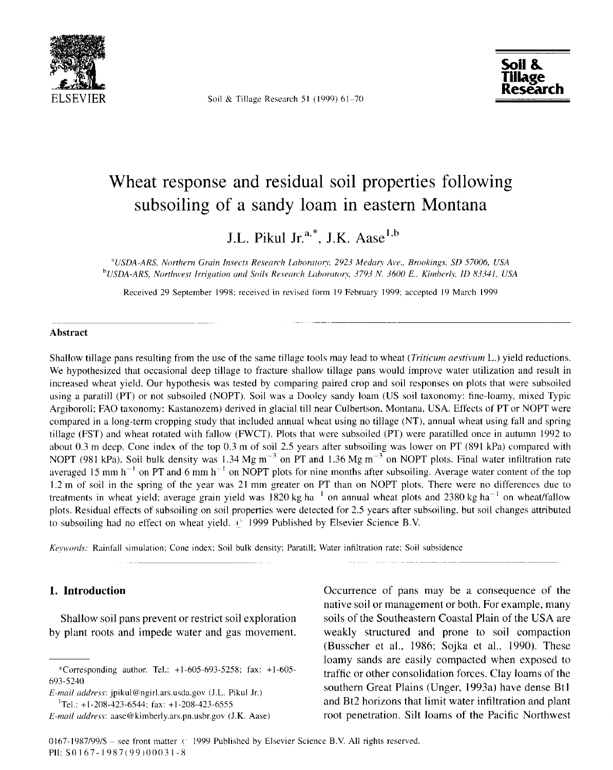# Wheat response and residual soil properties following subsoiling of a sandy loam in eastern Montana

J.L. Pikul Jr.[a,*], J.K. Aase[1,b]

[a]USDA-ARS, Northern Grain Insects Research Laboratory, 2923 Medary Ave., Brookings, SD 57006, USA
[b]USDA-ARS, Northwest Irrigation and Soils Research Laboratory, 3793 N. 3600 E., Kimberly, ID 83341, USA

Received 29 September 1998; received in revised form 19 February 1999; accepted 19 March 1999

## Abstract

Shallow tillage pans resulting from the use of the same tillage tools may lead to wheat (*Triticum aestivum* L.) yield reductions. We hypothesized that occasional deep tillage to fracture shallow tillage pans would improve water utilization and result in increased wheat yield. Our hypothesis was tested by comparing paired crop and soil responses on plots that were subsoiled using a paratill (PT) or not subsoiled (NOPT). Soil was a Dooley sandy loam (US soil taxonomy: fine-loamy, mixed Typic Argiboroll; FAO taxonomy: Kastanozem) derived in glacial till near Culbertson, Montana, USA. Effects of PT or NOPT were compared in a long-term cropping study that included annual wheat using no tillage (NT), annual wheat using fall and spring tillage (FST) and wheat rotated with fallow (FWCT). Plots that were subsoiled (PT) were paratilled once in autumn 1992 to about 0.3 m deep. Cone index of the top 0.3 m of soil 2.5 years after subsoiling was lower on PT (891 kPa) compared with NOPT (981 kPa). Soil bulk density was 1.34 Mg $m^{-3}$ on PT and 1.36 Mg $m^{-3}$ on NOPT plots. Final water infiltration rate averaged 15 mm $h^{-1}$ on PT and 6 mm $h^{-1}$ on NOPT plots for nine months after subsoiling. Average water content of the top 1.2 m of soil in the spring of the year was 21 mm greater on PT than on NOPT plots. There were no differences due to treatments in wheat yield; average grain yield was 1820 kg $ha^{-1}$ on annual wheat plots and 2380 kg $ha^{-1}$ on wheat/fallow plots. Residual effects of subsoiling on soil properties were detected for 2.5 years after subsoiling, but soil changes attributed to subsoiling had no effect on wheat yield. © 1999 Published by Elsevier Science B.V.

*Keywords:* Rainfall simulation; Cone index; Soil bulk density; Paratill; Water infiltration rate; Soil subsidence

## 1. Introduction

Shallow soil pans prevent or restrict soil exploration by plant roots and impede water and gas movement. Occurrence of pans may be a consequence of the native soil or management or both. For example, many soils of the Southeastern Coastal Plain of the USA are weakly structured and prone to soil compaction (Busscher et al., 1986; Sojka et al., 1990). These loamy sands are easily compacted when exposed to traffic or other consolidation forces. Clay loams of the southern Great Plains (Unger, 1993a) have dense Bt1 and Bt2 horizons that limit water infiltration and plant root penetration. Silt loams of the Pacific Northwest

---

*Corresponding author. Tel.: +1-605-693-5258; fax: +1-605-693-5240
*E-mail address*: jpikul@ngirl.ars.usda.gov (J.L. Pikul Jr.)
[1]Tel.: +1-208-423-6544; fax: +1-208-423-6555
*E-mail address*: aase@kimberly.ars.pn.usbr.gov (J.K. Aase)

0167-1987/99/$ – see front matter © 1999 Published by Elsevier Science B.V. All rights reserved.
PII: S0167-1987(99)00031-8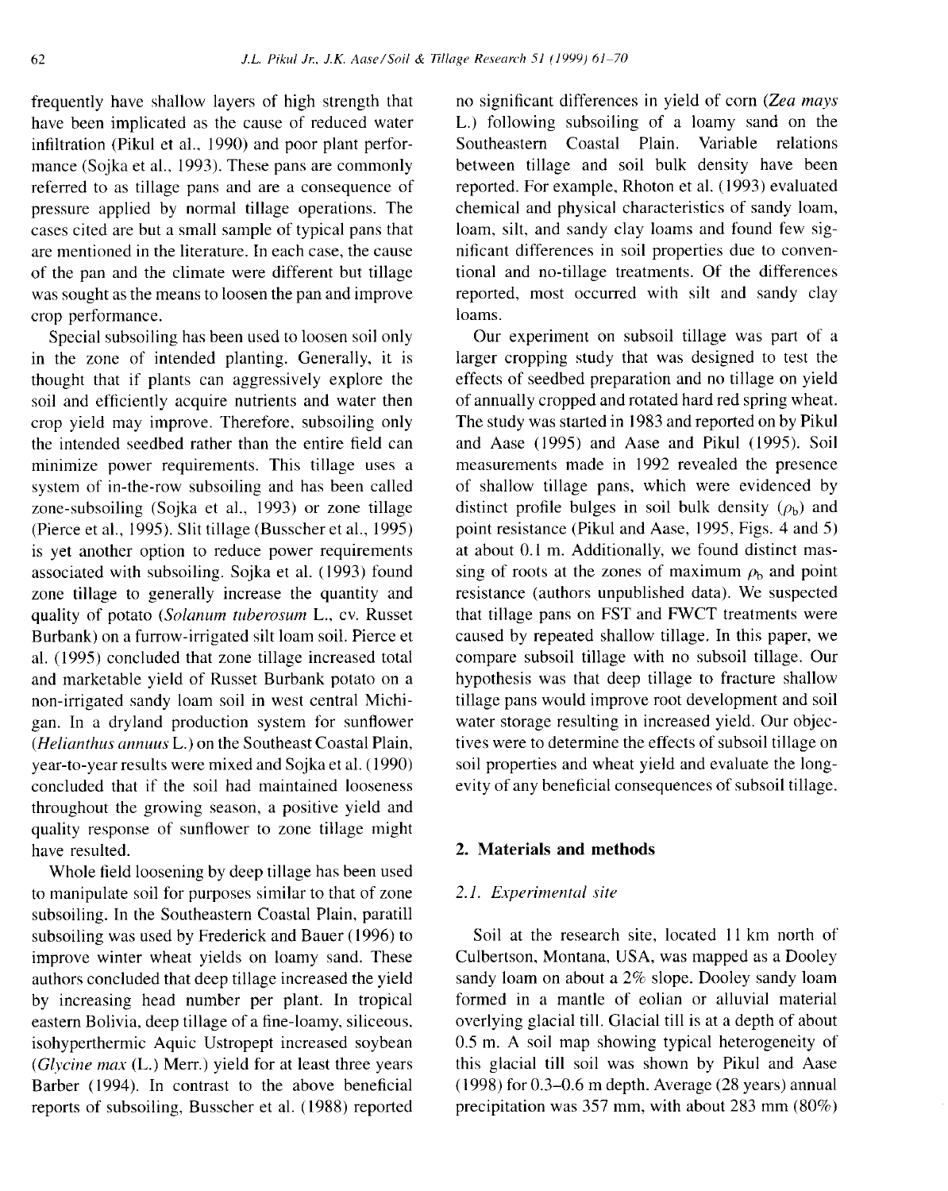frequently have shallow layers of high strength that have been implicated as the cause of reduced water infiltration (Pikul et al., 1990) and poor plant performance (Sojka et al., 1993). These pans are commonly referred to as tillage pans and are a consequence of pressure applied by normal tillage operations. The cases cited are but a small sample of typical pans that are mentioned in the literature. In each case, the cause of the pan and the climate were different but tillage was sought as the means to loosen the pan and improve crop performance.

Special subsoiling has been used to loosen soil only in the zone of intended planting. Generally, it is thought that if plants can aggressively explore the soil and efficiently acquire nutrients and water then crop yield may improve. Therefore, subsoiling only the intended seedbed rather than the entire field can minimize power requirements. This tillage uses a system of in-the-row subsoiling and has been called zone-subsoiling (Sojka et al., 1993) or zone tillage (Pierce et al., 1995). Slit tillage (Busscher et al., 1995) is yet another option to reduce power requirements associated with subsoiling. Sojka et al. (1993) found zone tillage to generally increase the quantity and quality of potato (*Solanum tuberosum* L., cv. Russet Burbank) on a furrow-irrigated silt loam soil. Pierce et al. (1995) concluded that zone tillage increased total and marketable yield of Russet Burbank potato on a non-irrigated sandy loam soil in west central Michigan. In a dryland production system for sunflower (*Helianthus annuus* L.) on the Southeast Coastal Plain, year-to-year results were mixed and Sojka et al. (1990) concluded that if the soil had maintained looseness throughout the growing season, a positive yield and quality response of sunflower to zone tillage might have resulted.

Whole field loosening by deep tillage has been used to manipulate soil for purposes similar to that of zone subsoiling. In the Southeastern Coastal Plain, paratill subsoiling was used by Frederick and Bauer (1996) to improve winter wheat yields on loamy sand. These authors concluded that deep tillage increased the yield by increasing head number per plant. In tropical eastern Bolivia, deep tillage of a fine-loamy, siliceous, isohyperthermic Aquic Ustropept increased soybean (*Glycine max* (L.) Merr.) yield for at least three years Barber (1994). In contrast to the above beneficial reports of subsoiling, Busscher et al. (1988) reported no significant differences in yield of corn (*Zea mays* L.) following subsoiling of a loamy sand on the Southeastern Coastal Plain. Variable relations between tillage and soil bulk density have been reported. For example, Rhoton et al. (1993) evaluated chemical and physical characteristics of sandy loam, loam, silt, and sandy clay loams and found few significant differences in soil properties due to conventional and no-tillage treatments. Of the differences reported, most occurred with silt and sandy clay loams.

Our experiment on subsoil tillage was part of a larger cropping study that was designed to test the effects of seedbed preparation and no tillage on yield of annually cropped and rotated hard red spring wheat. The study was started in 1983 and reported on by Pikul and Aase (1995) and Aase and Pikul (1995). Soil measurements made in 1992 revealed the presence of shallow tillage pans, which were evidenced by distinct profile bulges in soil bulk density ($\rho_b$) and point resistance (Pikul and Aase, 1995, Figs. 4 and 5) at about 0.1 m. Additionally, we found distinct massing of roots at the zones of maximum $\rho_b$ and point resistance (authors unpublished data). We suspected that tillage pans on FST and FWCT treatments were caused by repeated shallow tillage. In this paper, we compare subsoil tillage with no subsoil tillage. Our hypothesis was that deep tillage to fracture shallow tillage pans would improve root development and soil water storage resulting in increased yield. Our objectives were to determine the effects of subsoil tillage on soil properties and wheat yield and evaluate the longevity of any beneficial consequences of subsoil tillage.

## 2. Materials and methods

### 2.1. Experimental site

Soil at the research site, located 11 km north of Culbertson, Montana, USA, was mapped as a Dooley sandy loam on about a 2% slope. Dooley sandy loam formed in a mantle of eolian or alluvial material overlying glacial till. Glacial till is at a depth of about 0.5 m. A soil map showing typical heterogeneity of this glacial till soil was shown by Pikul and Aase (1998) for 0.3–0.6 m depth. Average (28 years) annual precipitation was 357 mm, with about 283 mm (80%)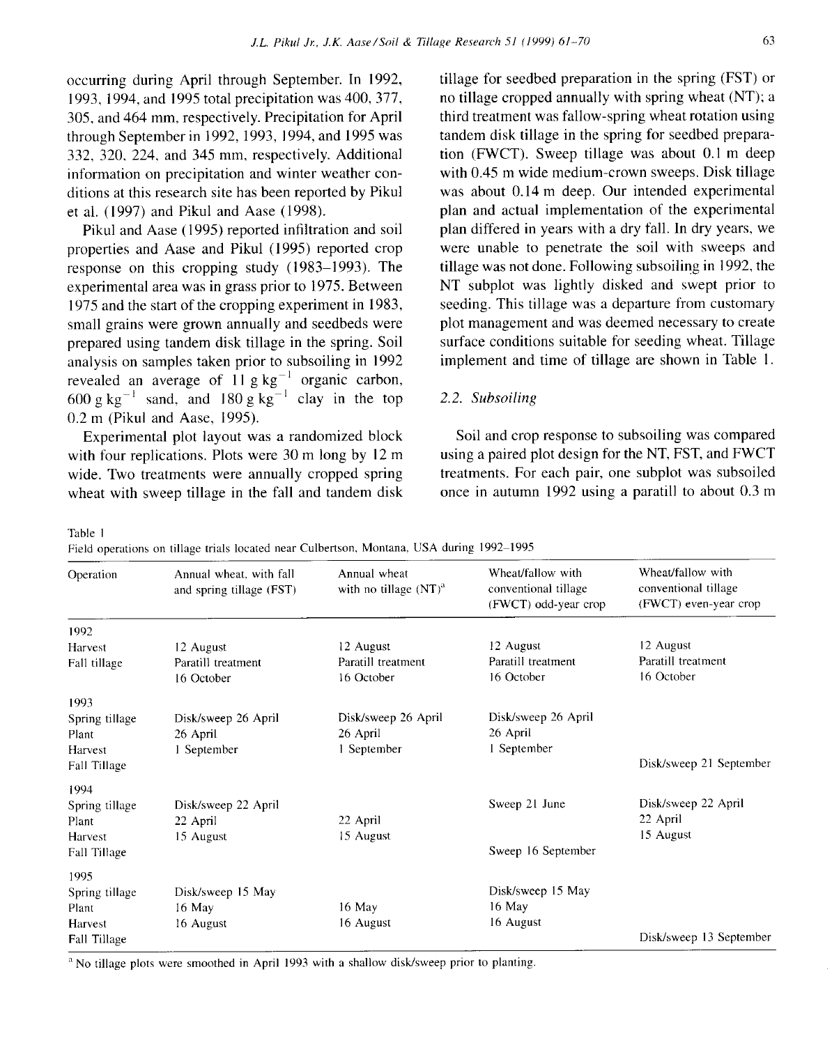occurring during April through September. In 1992, 1993, 1994, and 1995 total precipitation was 400, 377, 305, and 464 mm, respectively. Precipitation for April through September in 1992, 1993, 1994, and 1995 was 332, 320, 224, and 345 mm, respectively. Additional information on precipitation and winter weather conditions at this research site has been reported by Pikul et al. (1997) and Pikul and Aase (1998).

Pikul and Aase (1995) reported infiltration and soil properties and Aase and Pikul (1995) reported crop response on this cropping study (1983–1993). The experimental area was in grass prior to 1975. Between 1975 and the start of the cropping experiment in 1983, small grains were grown annually and seedbeds were prepared using tandem disk tillage in the spring. Soil analysis on samples taken prior to subsoiling in 1992 revealed an average of 11 g $kg^{-1}$ organic carbon, 600 g $kg^{-1}$ sand, and 180 g $kg^{-1}$ clay in the top 0.2 m (Pikul and Aase, 1995).

Experimental plot layout was a randomized block with four replications. Plots were 30 m long by 12 m wide. Two treatments were annually cropped spring wheat with sweep tillage in the fall and tandem disk tillage for seedbed preparation in the spring (FST) or no tillage cropped annually with spring wheat (NT); a third treatment was fallow-spring wheat rotation using tandem disk tillage in the spring for seedbed preparation (FWCT). Sweep tillage was about 0.1 m deep with 0.45 m wide medium-crown sweeps. Disk tillage was about 0.14 m deep. Our intended experimental plan and actual implementation of the experimental plan differed in years with a dry fall. In dry years, we were unable to penetrate the soil with sweeps and tillage was not done. Following subsoiling in 1992, the NT subplot was lightly disked and swept prior to seeding. This tillage was a departure from customary plot management and was deemed necessary to create surface conditions suitable for seeding wheat. Tillage implement and time of tillage are shown in Table 1.

### 2.2. Subsoiling

Soil and crop response to subsoiling was compared using a paired plot design for the NT, FST, and FWCT treatments. For each pair, one subplot was subsoiled once in autumn 1992 using a paratill to about 0.3 m

Table 1
Field operations on tillage trials located near Culbertson, Montana, USA during 1992–1995

| Operation | Annual wheat, with fall and spring tillage (FST) | Annual wheat with no tillage (NT)[a] | Wheat/fallow with conventional tillage (FWCT) odd-year crop | Wheat/fallow with conventional tillage (FWCT) even-year crop |
|---|---|---|---|---|
| 1992 | | | | |
| Harvest | 12 August | 12 August | 12 August | 12 August |
| Fall tillage | Paratill treatment 16 October | Paratill treatment 16 October | Paratill treatment 16 October | Paratill treatment 16 October |
| 1993 | | | | |
| Spring tillage | Disk/sweep 26 April | Disk/sweep 26 April | Disk/sweep 26 April | |
| Plant | 26 April | 26 April | 26 April | |
| Harvest | 1 September | 1 September | 1 September | |
| Fall Tillage | | | | Disk/sweep 21 September |
| 1994 | | | | |
| Spring tillage | Disk/sweep 22 April | | Sweep 21 June | Disk/sweep 22 April |
| Plant | 22 April | 22 April | | 22 April |
| Harvest | 15 August | 15 August | | 15 August |
| Fall Tillage | | | Sweep 16 September | |
| 1995 | | | | |
| Spring tillage | Disk/sweep 15 May | | Disk/sweep 15 May | |
| Plant | 16 May | 16 May | 16 May | |
| Harvest | 16 August | 16 August | 16 August | |
| Fall Tillage | | | | Disk/sweep 13 September |

[a] No tillage plots were smoothed in April 1993 with a shallow disk/sweep prior to planting.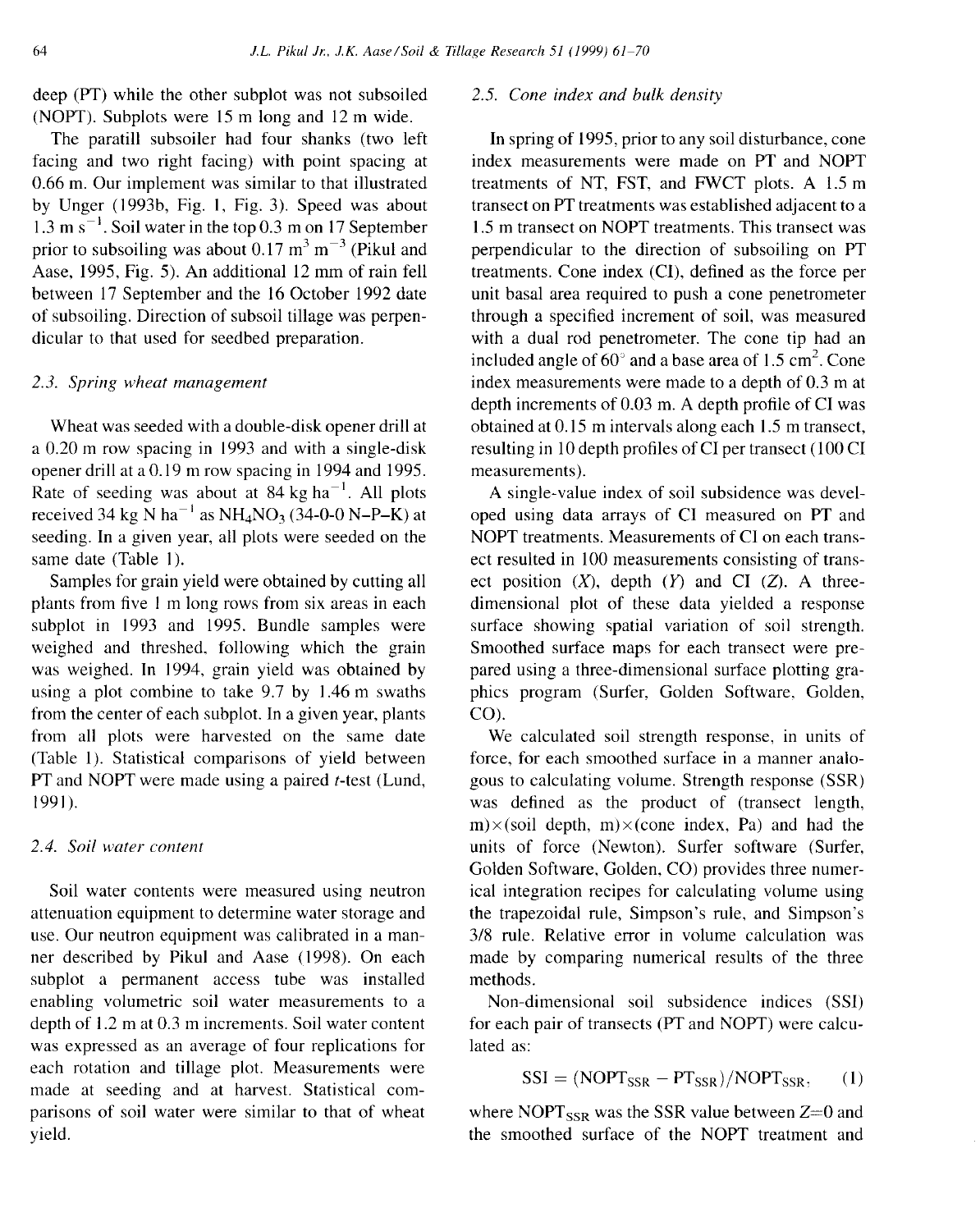deep (PT) while the other subplot was not subsoiled (NOPT). Subplots were 15 m long and 12 m wide.

The paratill subsoiler had four shanks (two left facing and two right facing) with point spacing at 0.66 m. Our implement was similar to that illustrated by Unger (1993b, Fig. 1, Fig. 3). Speed was about 1.3 m $s^{-1}$. Soil water in the top 0.3 m on 17 September prior to subsoiling was about 0.17 $m^3$ $m^{-3}$ (Pikul and Aase, 1995, Fig. 5). An additional 12 mm of rain fell between 17 September and the 16 October 1992 date of subsoiling. Direction of subsoil tillage was perpendicular to that used for seedbed preparation.

### 2.3. Spring wheat management

Wheat was seeded with a double-disk opener drill at a 0.20 m row spacing in 1993 and with a single-disk opener drill at a 0.19 m row spacing in 1994 and 1995. Rate of seeding was about at 84 kg $ha^{-1}$. All plots received 34 kg N $ha^{-1}$ as $NH_4NO_3$ (34-0-0 N–P–K) at seeding. In a given year, all plots were seeded on the same date (Table 1).

Samples for grain yield were obtained by cutting all plants from five 1 m long rows from six areas in each subplot in 1993 and 1995. Bundle samples were weighed and threshed, following which the grain was weighed. In 1994, grain yield was obtained by using a plot combine to take 9.7 by 1.46 m swaths from the center of each subplot. In a given year, plants from all plots were harvested on the same date (Table 1). Statistical comparisons of yield between PT and NOPT were made using a paired $t$-test (Lund, 1991).

### 2.4. Soil water content

Soil water contents were measured using neutron attenuation equipment to determine water storage and use. Our neutron equipment was calibrated in a manner described by Pikul and Aase (1998). On each subplot a permanent access tube was installed enabling volumetric soil water measurements to a depth of 1.2 m at 0.3 m increments. Soil water content was expressed as an average of four replications for each rotation and tillage plot. Measurements were made at seeding and at harvest. Statistical comparisons of soil water were similar to that of wheat yield.

### 2.5. Cone index and bulk density

In spring of 1995, prior to any soil disturbance, cone index measurements were made on PT and NOPT treatments of NT, FST, and FWCT plots. A 1.5 m transect on PT treatments was established adjacent to a 1.5 m transect on NOPT treatments. This transect was perpendicular to the direction of subsoiling on PT treatments. Cone index (CI), defined as the force per unit basal area required to push a cone penetrometer through a specified increment of soil, was measured with a dual rod penetrometer. The cone tip had an included angle of 60° and a base area of 1.5 $cm^2$. Cone index measurements were made to a depth of 0.3 m at depth increments of 0.03 m. A depth profile of CI was obtained at 0.15 m intervals along each 1.5 m transect, resulting in 10 depth profiles of CI per transect (100 CI measurements).

A single-value index of soil subsidence was developed using data arrays of CI measured on PT and NOPT treatments. Measurements of CI on each transect resulted in 100 measurements consisting of transect position ($X$), depth ($Y$) and CI ($Z$). A three-dimensional plot of these data yielded a response surface showing spatial variation of soil strength. Smoothed surface maps for each transect were prepared using a three-dimensional surface plotting graphics program (Surfer, Golden Software, Golden, CO).

We calculated soil strength response, in units of force, for each smoothed surface in a manner analogous to calculating volume. Strength response (SSR) was defined as the product of (transect length, m)×(soil depth, m)×(cone index, Pa) and had the units of force (Newton). Surfer software (Surfer, Golden Software, Golden, CO) provides three numerical integration recipes for calculating volume using the trapezoidal rule, Simpson's rule, and Simpson's 3/8 rule. Relative error in volume calculation was made by comparing numerical results of the three methods.

Non-dimensional soil subsidence indices (SSI) for each pair of transects (PT and NOPT) were calculated as:

$$\mathrm{SSI} = (\mathrm{NOPT}_{\mathrm{SSR}} - \mathrm{PT}_{\mathrm{SSR}})/\mathrm{NOPT}_{\mathrm{SSR}}, \quad (1)$$

where $\mathrm{NOPT}_{\mathrm{SSR}}$ was the SSR value between $Z$=0 and the smoothed surface of the NOPT treatment and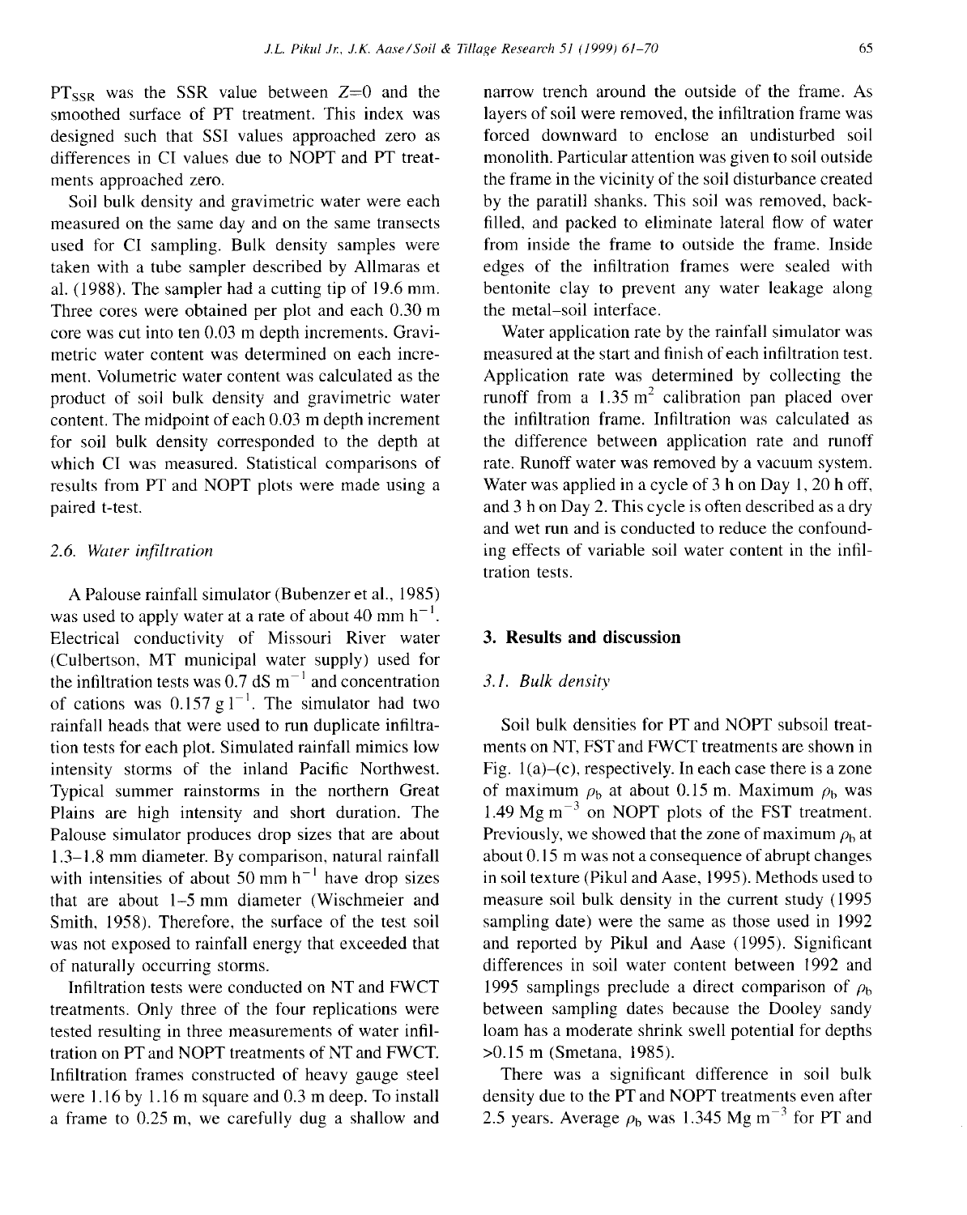$PT_{SSR}$ was the SSR value between $Z$=0 and the smoothed surface of PT treatment. This index was designed such that SSI values approached zero as differences in CI values due to NOPT and PT treatments approached zero.

Soil bulk density and gravimetric water were each measured on the same day and on the same transects used for CI sampling. Bulk density samples were taken with a tube sampler described by Allmaras et al. (1988). The sampler had a cutting tip of 19.6 mm. Three cores were obtained per plot and each 0.30 m core was cut into ten 0.03 m depth increments. Gravimetric water content was determined on each increment. Volumetric water content was calculated as the product of soil bulk density and gravimetric water content. The midpoint of each 0.03 m depth increment for soil bulk density corresponded to the depth at which CI was measured. Statistical comparisons of results from PT and NOPT plots were made using a paired t-test.

### 2.6. *Water infiltration*

A Palouse rainfall simulator (Bubenzer et al., 1985) was used to apply water at a rate of about 40 mm $h^{-1}$. Electrical conductivity of Missouri River water (Culbertson, MT municipal water supply) used for the infiltration tests was 0.7 dS $m^{-1}$ and concentration of cations was 0.157 g $l^{-1}$. The simulator had two rainfall heads that were used to run duplicate infiltration tests for each plot. Simulated rainfall mimics low intensity storms of the inland Pacific Northwest. Typical summer rainstorms in the northern Great Plains are high intensity and short duration. The Palouse simulator produces drop sizes that are about 1.3–1.8 mm diameter. By comparison, natural rainfall with intensities of about 50 mm $h^{-1}$ have drop sizes that are about 1–5 mm diameter (Wischmeier and Smith, 1958). Therefore, the surface of the test soil was not exposed to rainfall energy that exceeded that of naturally occurring storms.

Infiltration tests were conducted on NT and FWCT treatments. Only three of the four replications were tested resulting in three measurements of water infiltration on PT and NOPT treatments of NT and FWCT. Infiltration frames constructed of heavy gauge steel were 1.16 by 1.16 m square and 0.3 m deep. To install a frame to 0.25 m, we carefully dug a shallow and narrow trench around the outside of the frame. As layers of soil were removed, the infiltration frame was forced downward to enclose an undisturbed soil monolith. Particular attention was given to soil outside the frame in the vicinity of the soil disturbance created by the paratill shanks. This soil was removed, backfilled, and packed to eliminate lateral flow of water from inside the frame to outside the frame. Inside edges of the infiltration frames were sealed with bentonite clay to prevent any water leakage along the metal–soil interface.

Water application rate by the rainfall simulator was measured at the start and finish of each infiltration test. Application rate was determined by collecting the runoff from a 1.35 $m^2$ calibration pan placed over the infiltration frame. Infiltration was calculated as the difference between application rate and runoff rate. Runoff water was removed by a vacuum system. Water was applied in a cycle of 3 h on Day 1, 20 h off, and 3 h on Day 2. This cycle is often described as a dry and wet run and is conducted to reduce the confounding effects of variable soil water content in the infiltration tests.

## 3. Results and discussion

### 3.1. *Bulk density*

Soil bulk densities for PT and NOPT subsoil treatments on NT, FST and FWCT treatments are shown in Fig. 1(a)–(c), respectively. In each case there is a zone of maximum $\rho_b$ at about 0.15 m. Maximum $\rho_b$ was 1.49 Mg $m^{-3}$ on NOPT plots of the FST treatment. Previously, we showed that the zone of maximum $\rho_b$ at about 0.15 m was not a consequence of abrupt changes in soil texture (Pikul and Aase, 1995). Methods used to measure soil bulk density in the current study (1995 sampling date) were the same as those used in 1992 and reported by Pikul and Aase (1995). Significant differences in soil water content between 1992 and 1995 samplings preclude a direct comparison of $\rho_b$ between sampling dates because the Dooley sandy loam has a moderate shrink swell potential for depths >0.15 m (Smetana, 1985).

There was a significant difference in soil bulk density due to the PT and NOPT treatments even after 2.5 years. Average $\rho_b$ was 1.345 Mg $m^{-3}$ for PT and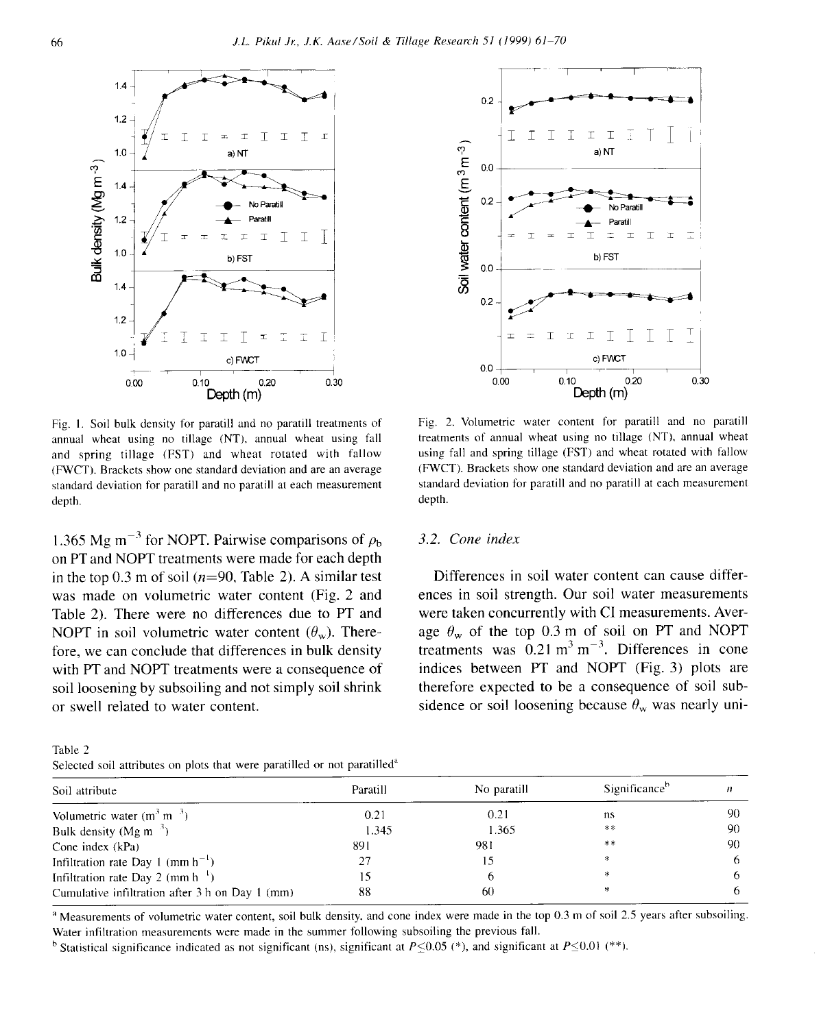Fig. 1. Soil bulk density for paratill and no paratill treatments of annual wheat using no tillage (NT), annual wheat using fall and spring tillage (FST) and wheat rotated with fallow (FWCT). Brackets show one standard deviation and are an average standard deviation for paratill and no paratill at each measurement depth.

Fig. 2. Volumetric water content for paratill and no paratill treatments of annual wheat using no tillage (NT), annual wheat using fall and spring tillage (FST) and wheat rotated with fallow (FWCT). Brackets show one standard deviation and are an average standard deviation for paratill and no paratill at each measurement depth.

1.365 Mg m$^{-3}$ for NOPT. Pairwise comparisons of $\rho_b$ on PT and NOPT treatments were made for each depth in the top 0.3 m of soil ($n$=90, Table 2). A similar test was made on volumetric water content (Fig. 2 and Table 2). There were no differences due to PT and NOPT in soil volumetric water content ($\theta_w$). Therefore, we can conclude that differences in bulk density with PT and NOPT treatments were a consequence of soil loosening by subsoiling and not simply soil shrink or swell related to water content.

### 3.2. Cone index

Differences in soil water content can cause differences in soil strength. Our soil water measurements were taken concurrently with CI measurements. Average $\theta_w$ of the top 0.3 m of soil on PT and NOPT treatments was 0.21 m$^3$ m$^{-3}$. Differences in cone indices between PT and NOPT (Fig. 3) plots are therefore expected to be a consequence of soil subsidence or soil loosening because $\theta_w$ was nearly uni-

Table 2
Selected soil attributes on plots that were paratilled or not paratilled[a]

| Soil attribute | Paratill | No paratill | Significance[b] | $n$ |
|---|---|---|---|---|
| Volumetric water (m$^3$ m$^{-3}$) | 0.21 | 0.21 | ns | 90 |
| Bulk density (Mg m$^{-3}$) | 1.345 | 1.365 | ** | 90 |
| Cone index (kPa) | 891 | 981 | ** | 90 |
| Infiltration rate Day 1 (mm h$^{-1}$) | 27 | 15 | * | 6 |
| Infiltration rate Day 2 (mm h$^{-1}$) | 15 | 6 | * | 6 |
| Cumulative infiltration after 3 h on Day 1 (mm) | 88 | 60 | * | 6 |

[a] Measurements of volumetric water content, soil bulk density, and cone index were made in the top 0.3 m of soil 2.5 years after subsoiling. Water infiltration measurements were made in the summer following subsoiling the previous fall.

[b] Statistical significance indicated as not significant (ns), significant at $P\leq0.05$ (*), and significant at $P\leq0.01$ (**).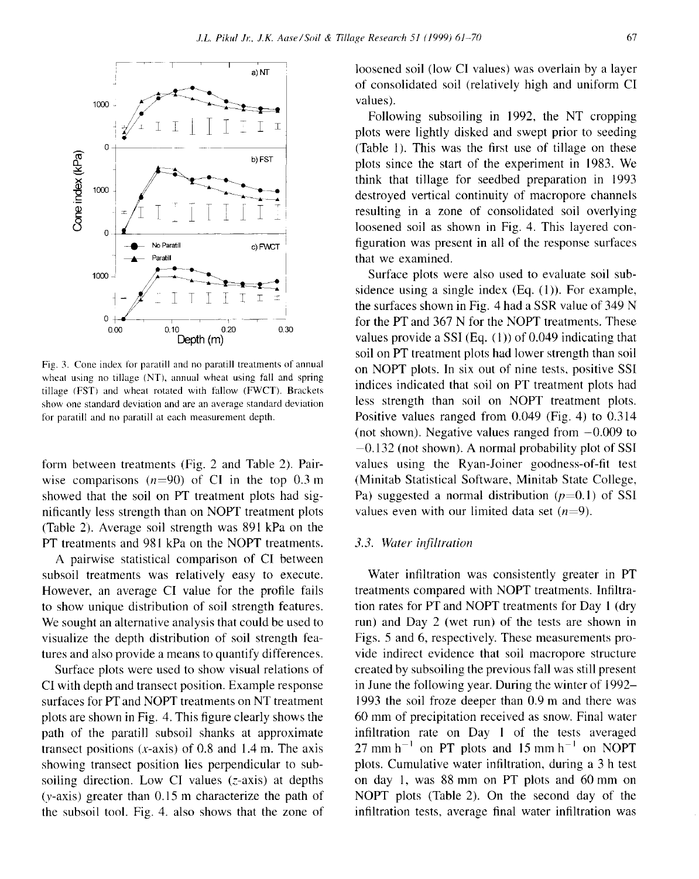Fig. 3. Cone index for paratill and no paratill treatments of annual wheat using no tillage (NT), annual wheat using fall and spring tillage (FST) and wheat rotated with fallow (FWCT). Brackets show one standard deviation and are an average standard deviation for paratill and no paratill at each measurement depth.

form between treatments (Fig. 2 and Table 2). Pairwise comparisons ($n=90$) of CI in the top 0.3 m showed that the soil on PT treatment plots had significantly less strength than on NOPT treatment plots (Table 2). Average soil strength was 891 kPa on the PT treatments and 981 kPa on the NOPT treatments.

A pairwise statistical comparison of CI between subsoil treatments was relatively easy to execute. However, an average CI value for the profile fails to show unique distribution of soil strength features. We sought an alternative analysis that could be used to visualize the depth distribution of soil strength features and also provide a means to quantify differences.

Surface plots were used to show visual relations of CI with depth and transect position. Example response surfaces for PT and NOPT treatments on NT treatment plots are shown in Fig. 4. This figure clearly shows the path of the paratill subsoil shanks at approximate transect positions ($x$-axis) of 0.8 and 1.4 m. The axis showing transect position lies perpendicular to subsoiling direction. Low CI values ($z$-axis) at depths ($y$-axis) greater than 0.15 m characterize the path of the subsoil tool. Fig. 4. also shows that the zone of loosened soil (low CI values) was overlain by a layer of consolidated soil (relatively high and uniform CI values).

Following subsoiling in 1992, the NT cropping plots were lightly disked and swept prior to seeding (Table 1). This was the first use of tillage on these plots since the start of the experiment in 1983. We think that tillage for seedbed preparation in 1993 destroyed vertical continuity of macropore channels resulting in a zone of consolidated soil overlying loosened soil as shown in Fig. 4. This layered configuration was present in all of the response surfaces that we examined.

Surface plots were also used to evaluate soil subsidence using a single index (Eq. (1)). For example, the surfaces shown in Fig. 4 had a SSR value of 349 N for the PT and 367 N for the NOPT treatments. These values provide a SSI (Eq. (1)) of 0.049 indicating that soil on PT treatment plots had lower strength than soil on NOPT plots. In six out of nine tests, positive SSI indices indicated that soil on PT treatment plots had less strength than soil on NOPT treatment plots. Positive values ranged from 0.049 (Fig. 4) to 0.314 (not shown). Negative values ranged from −0.009 to −0.132 (not shown). A normal probability plot of SSI values using the Ryan-Joiner goodness-of-fit test (Minitab Statistical Software, Minitab State College, Pa) suggested a normal distribution ($p=0.1$) of SSI values even with our limited data set ($n=9$).

### 3.3. Water infiltration

Water infiltration was consistently greater in PT treatments compared with NOPT treatments. Infiltration rates for PT and NOPT treatments for Day 1 (dry run) and Day 2 (wet run) of the tests are shown in Figs. 5 and 6, respectively. These measurements provide indirect evidence that soil macropore structure created by subsoiling the previous fall was still present in June the following year. During the winter of 1992–1993 the soil froze deeper than 0.9 m and there was 60 mm of precipitation received as snow. Final water infiltration rate on Day 1 of the tests averaged 27 mm $h^{-1}$ on PT plots and 15 mm $h^{-1}$ on NOPT plots. Cumulative water infiltration, during a 3 h test on day 1, was 88 mm on PT plots and 60 mm on NOPT plots (Table 2). On the second day of the infiltration tests, average final water infiltration was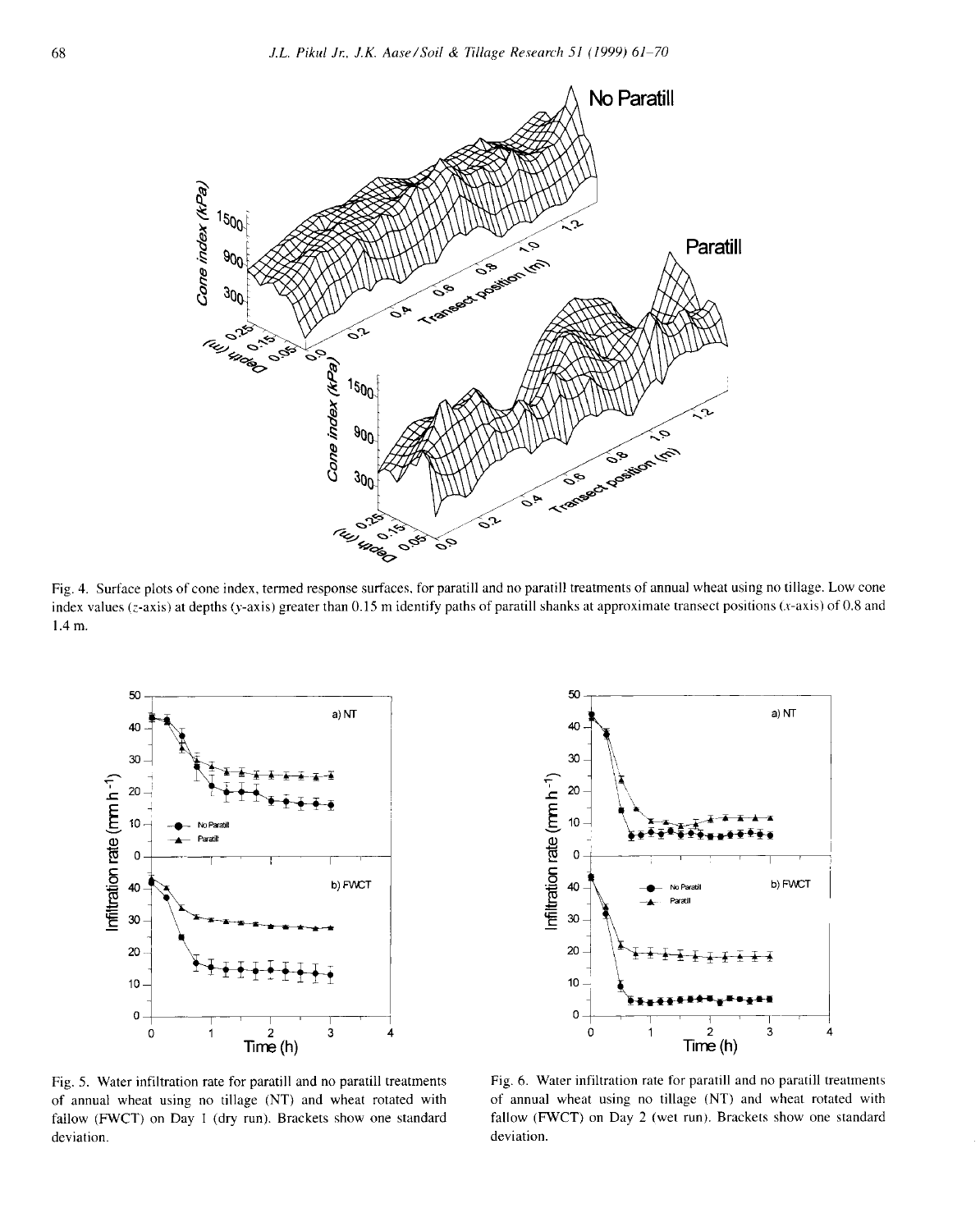Fig. 4. Surface plots of cone index, termed response surfaces, for paratill and no paratill treatments of annual wheat using no tillage. Low cone index values ($z$-axis) at depths ($y$-axis) greater than 0.15 m identify paths of paratill shanks at approximate transect positions ($x$-axis) of 0.8 and 1.4 m.

Fig. 5. Water infiltration rate for paratill and no paratill treatments of annual wheat using no tillage (NT) and wheat rotated with fallow (FWCT) on Day 1 (dry run). Brackets show one standard deviation.

Fig. 6. Water infiltration rate for paratill and no paratill treatments of annual wheat using no tillage (NT) and wheat rotated with fallow (FWCT) on Day 2 (wet run). Brackets show one standard deviation.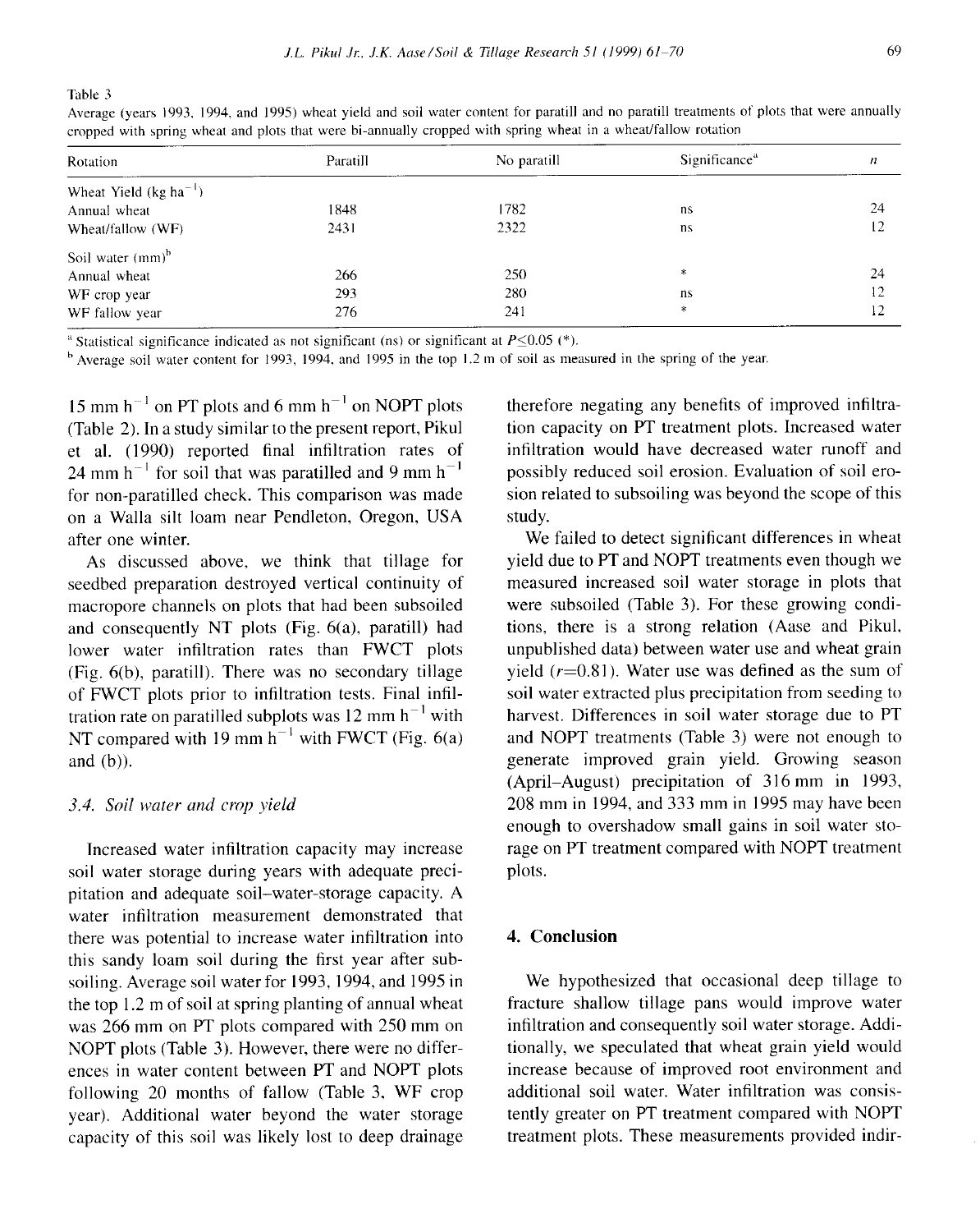Table 3
Average (years 1993, 1994, and 1995) wheat yield and soil water content for paratill and no paratill treatments of plots that were annually cropped with spring wheat and plots that were bi-annually cropped with spring wheat in a wheat/fallow rotation

| Rotation | Paratill | No paratill | Significance[a] | $n$ |
|---|---|---|---|---|
| Wheat Yield (kg $ha^{-1}$) | | | | |
| Annual wheat | 1848 | 1782 | ns | 24 |
| Wheat/fallow (WF) | 2431 | 2322 | ns | 12 |
| Soil water (mm)[b] | | | | |
| Annual wheat | 266 | 250 | * | 24 |
| WF crop year | 293 | 280 | ns | 12 |
| WF fallow year | 276 | 241 | * | 12 |

[a] Statistical significance indicated as not significant (ns) or significant at $P \leq 0.05$ (*).

[b] Average soil water content for 1993, 1994, and 1995 in the top 1.2 m of soil as measured in the spring of the year.

15 mm $h^{-1}$ on PT plots and 6 mm $h^{-1}$ on NOPT plots (Table 2). In a study similar to the present report, Pikul et al. (1990) reported final infiltration rates of 24 mm $h^{-1}$ for soil that was paratilled and 9 mm $h^{-1}$ for non-paratilled check. This comparison was made on a Walla silt loam near Pendleton, Oregon, USA after one winter.

As discussed above, we think that tillage for seedbed preparation destroyed vertical continuity of macropore channels on plots that had been subsoiled and consequently NT plots (Fig. 6(a), paratill) had lower water infiltration rates than FWCT plots (Fig. 6(b), paratill). There was no secondary tillage of FWCT plots prior to infiltration tests. Final infiltration rate on paratilled subplots was 12 mm $h^{-1}$ with NT compared with 19 mm $h^{-1}$ with FWCT (Fig. 6(a) and (b)).

### 3.4. Soil water and crop yield

Increased water infiltration capacity may increase soil water storage during years with adequate precipitation and adequate soil–water-storage capacity. A water infiltration measurement demonstrated that there was potential to increase water infiltration into this sandy loam soil during the first year after subsoiling. Average soil water for 1993, 1994, and 1995 in the top 1.2 m of soil at spring planting of annual wheat was 266 mm on PT plots compared with 250 mm on NOPT plots (Table 3). However, there were no differences in water content between PT and NOPT plots following 20 months of fallow (Table 3, WF crop year). Additional water beyond the water storage capacity of this soil was likely lost to deep drainage therefore negating any benefits of improved infiltration capacity on PT treatment plots. Increased water infiltration would have decreased water runoff and possibly reduced soil erosion. Evaluation of soil erosion related to subsoiling was beyond the scope of this study.

We failed to detect significant differences in wheat yield due to PT and NOPT treatments even though we measured increased soil water storage in plots that were subsoiled (Table 3). For these growing conditions, there is a strong relation (Aase and Pikul, unpublished data) between water use and wheat grain yield ($r$=0.81). Water use was defined as the sum of soil water extracted plus precipitation from seeding to harvest. Differences in soil water storage due to PT and NOPT treatments (Table 3) were not enough to generate improved grain yield. Growing season (April–August) precipitation of 316 mm in 1993, 208 mm in 1994, and 333 mm in 1995 may have been enough to overshadow small gains in soil water storage on PT treatment compared with NOPT treatment plots.

## 4. Conclusion

We hypothesized that occasional deep tillage to fracture shallow tillage pans would improve water infiltration and consequently soil water storage. Additionally, we speculated that wheat grain yield would increase because of improved root environment and additional soil water. Water infiltration was consistently greater on PT treatment compared with NOPT treatment plots. These measurements provided indir-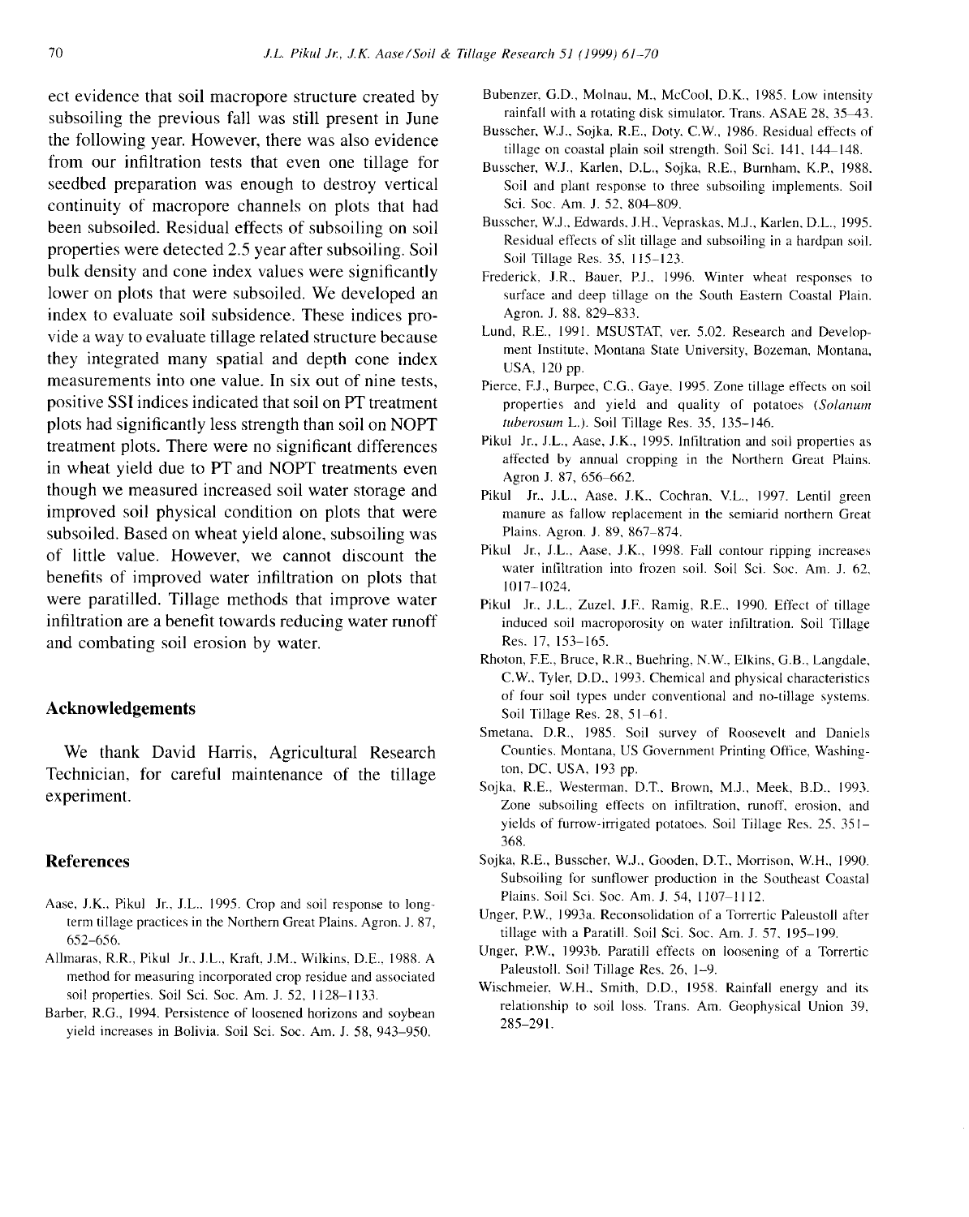ect evidence that soil macropore structure created by subsoiling the previous fall was still present in June the following year. However, there was also evidence from our infiltration tests that even one tillage for seedbed preparation was enough to destroy vertical continuity of macropore channels on plots that had been subsoiled. Residual effects of subsoiling on soil properties were detected 2.5 year after subsoiling. Soil bulk density and cone index values were significantly lower on plots that were subsoiled. We developed an index to evaluate soil subsidence. These indices provide a way to evaluate tillage related structure because they integrated many spatial and depth cone index measurements into one value. In six out of nine tests, positive SSI indices indicated that soil on PT treatment plots had significantly less strength than soil on NOPT treatment plots. There were no significant differences in wheat yield due to PT and NOPT treatments even though we measured increased soil water storage and improved soil physical condition on plots that were subsoiled. Based on wheat yield alone, subsoiling was of little value. However, we cannot discount the benefits of improved water infiltration on plots that were paratilled. Tillage methods that improve water infiltration are a benefit towards reducing water runoff and combating soil erosion by water.

## Acknowledgements

We thank David Harris, Agricultural Research Technician, for careful maintenance of the tillage experiment.

## References

- Aase, J.K., Pikul Jr., J.L., 1995. Crop and soil response to long-term tillage practices in the Northern Great Plains. Agron. J. 87, 652–656.
- Allmaras, R.R., Pikul Jr., J.L., Kraft, J.M., Wilkins, D.E., 1988. A method for measuring incorporated crop residue and associated soil properties. Soil Sci. Soc. Am. J. 52, 1128–1133.
- Barber, R.G., 1994. Persistence of loosened horizons and soybean yield increases in Bolivia. Soil Sci. Soc. Am. J. 58, 943–950.
- Bubenzer, G.D., Molnau, M., McCool, D.K., 1985. Low intensity rainfall with a rotating disk simulator. Trans. ASAE 28, 35–43.
- Busscher, W.J., Sojka, R.E., Doty, C.W., 1986. Residual effects of tillage on coastal plain soil strength. Soil Sci. 141, 144–148.
- Busscher, W.J., Karlen, D.L., Sojka, R.E., Burnham, K.P., 1988. Soil and plant response to three subsoiling implements. Soil Sci. Soc. Am. J. 52, 804–809.
- Busscher, W.J., Edwards, J.H., Vepraskas, M.J., Karlen, D.L., 1995. Residual effects of slit tillage and subsoiling in a hardpan soil. Soil Tillage Res. 35, 115–123.
- Frederick, J.R., Bauer, P.J., 1996. Winter wheat responses to surface and deep tillage on the South Eastern Coastal Plain. Agron. J. 88, 829–833.
- Lund, R.E., 1991. MSUSTAT, ver. 5.02. Research and Development Institute, Montana State University, Bozeman, Montana, USA, 120 pp.
- Pierce, F.J., Burpee, C.G., Gaye, 1995. Zone tillage effects on soil properties and yield and quality of potatoes (*Solanum tuberosum* L.). Soil Tillage Res. 35, 135–146.
- Pikul Jr., J.L., Aase, J.K., 1995. Infiltration and soil properties as affected by annual cropping in the Northern Great Plains. Agron J. 87, 656–662.
- Pikul Jr., J.L., Aase, J.K., Cochran, V.L., 1997. Lentil green manure as fallow replacement in the semiarid northern Great Plains. Agron. J. 89, 867–874.
- Pikul Jr., J.L., Aase, J.K., 1998. Fall contour ripping increases water infiltration into frozen soil. Soil Sci. Soc. Am. J. 62, 1017–1024.
- Pikul Jr., J.L., Zuzel, J.F., Ramig, R.E., 1990. Effect of tillage induced soil macroporosity on water infiltration. Soil Tillage Res. 17, 153–165.
- Rhoton, F.E., Bruce, R.R., Buehring, N.W., Elkins, G.B., Langdale, C.W., Tyler, D.D., 1993. Chemical and physical characteristics of four soil types under conventional and no-tillage systems. Soil Tillage Res. 28, 51–61.
- Smetana, D.R., 1985. Soil survey of Roosevelt and Daniels Counties. Montana, US Government Printing Office, Washington, DC, USA, 193 pp.
- Sojka, R.E., Westerman, D.T., Brown, M.J., Meek, B.D., 1993. Zone subsoiling effects on infiltration, runoff, erosion, and yields of furrow-irrigated potatoes. Soil Tillage Res. 25, 351–368.
- Sojka, R.E., Busscher, W.J., Gooden, D.T., Morrison, W.H., 1990. Subsoiling for sunflower production in the Southeast Coastal Plains. Soil Sci. Soc. Am. J. 54, 1107–1112.
- Unger, P.W., 1993a. Reconsolidation of a Torrertic Paleustoll after tillage with a Paratill. Soil Sci. Soc. Am. J. 57, 195–199.
- Unger, P.W., 1993b. Paratill effects on loosening of a Torrertic Paleustoll. Soil Tillage Res. 26, 1–9.
- Wischmeier, W.H., Smith, D.D., 1958. Rainfall energy and its relationship to soil loss. Trans. Am. Geophysical Union 39, 285–291.